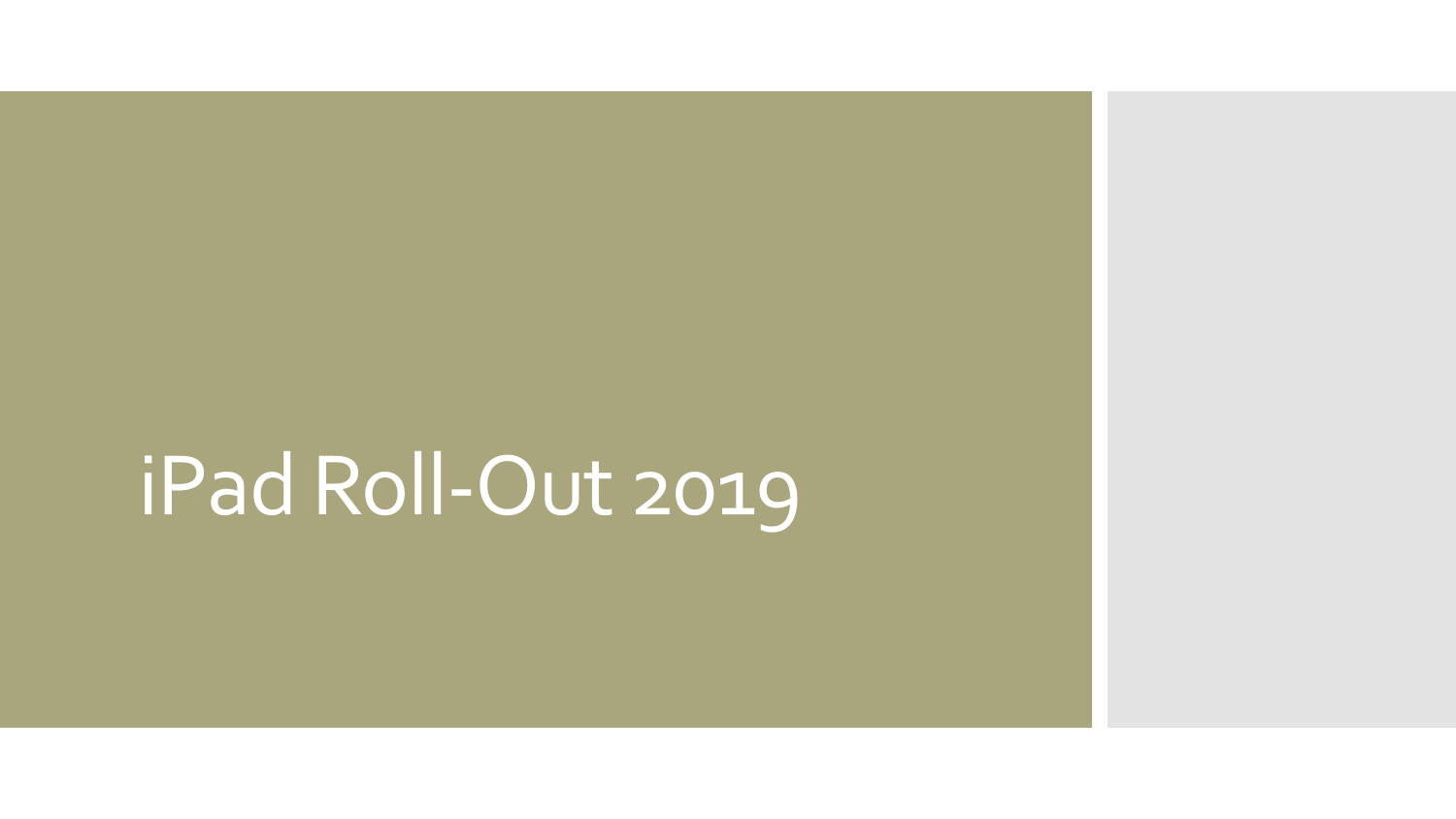# iPad Roll-Out 2019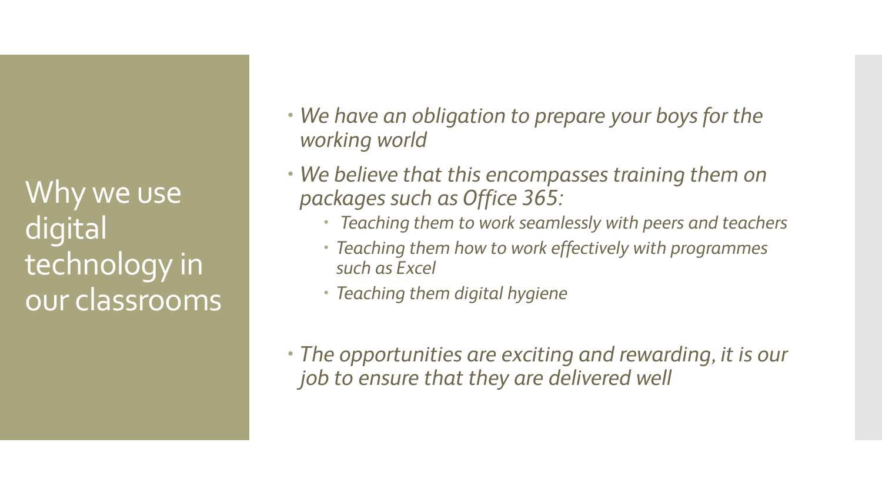# Why we use digital technology in our classrooms

- *We have an obligation to prepare your boys for the working world*
- *We believe that this encompasses training them on packages such as Office 365:*
  - *Teaching them to work seamlessly with peers and teachers*
  - *Teaching them how to work effectively with programmes such as Excel*
  - *Teaching them digital hygiene*
- *The opportunities are exciting and rewarding, it is our job to ensure that they are delivered well*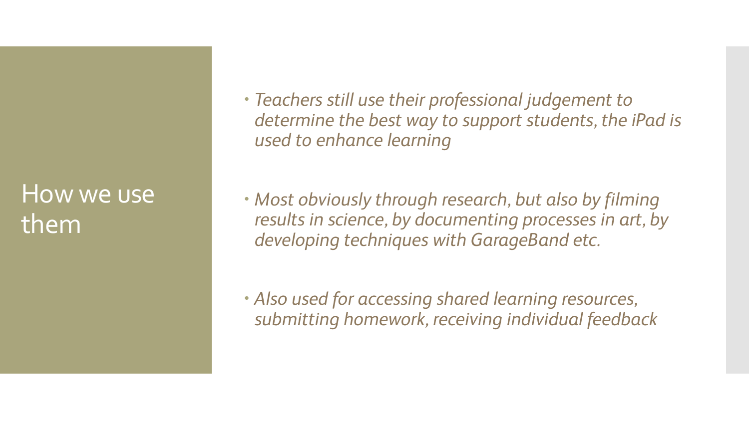# How we use them

- *Teachers still use their professional judgement to determine the best way to support students, the iPad is used to enhance learning*
- *Most obviously through research, but also by filming results in science, by documenting processes in art, by developing techniques with GarageBand etc.*
- *Also used for accessing shared learning resources, submitting homework, receiving individual feedback*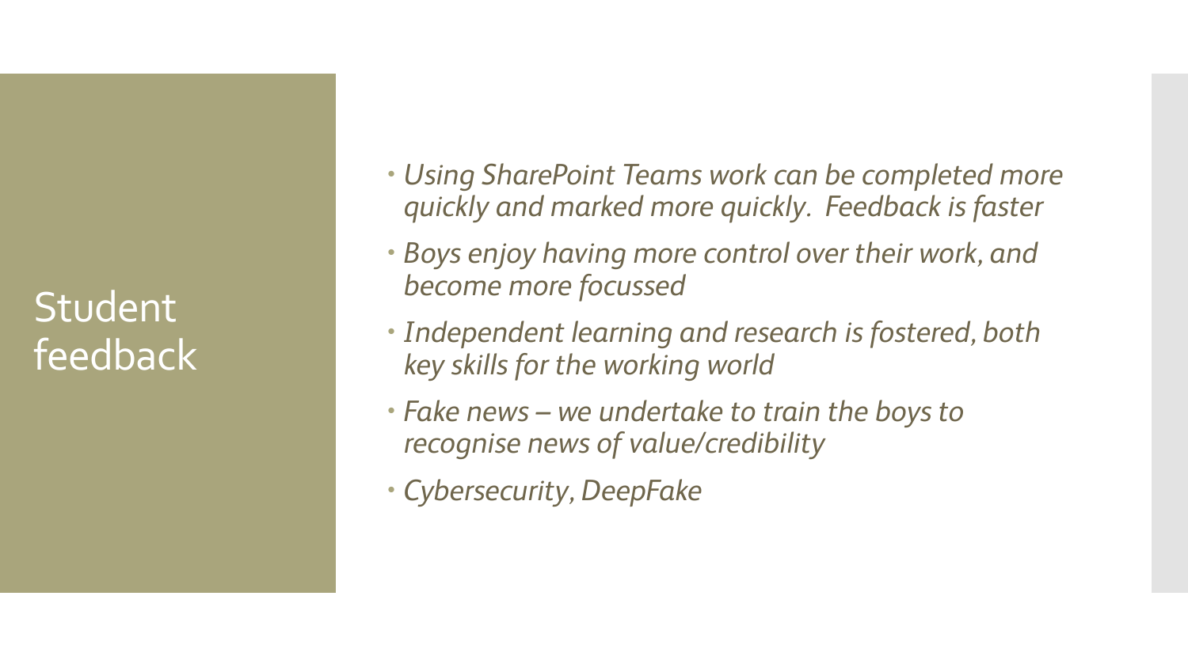# Student feedback

- *Using SharePoint Teams work can be completed more quickly and marked more quickly. Feedback is faster*
- *Boys enjoy having more control over their work, and become more focussed*
- *Independent learning and research is fostered, both key skills for the working world*
- *Fake news – we undertake to train the boys to recognise news of value/credibility*
- *Cybersecurity, DeepFake*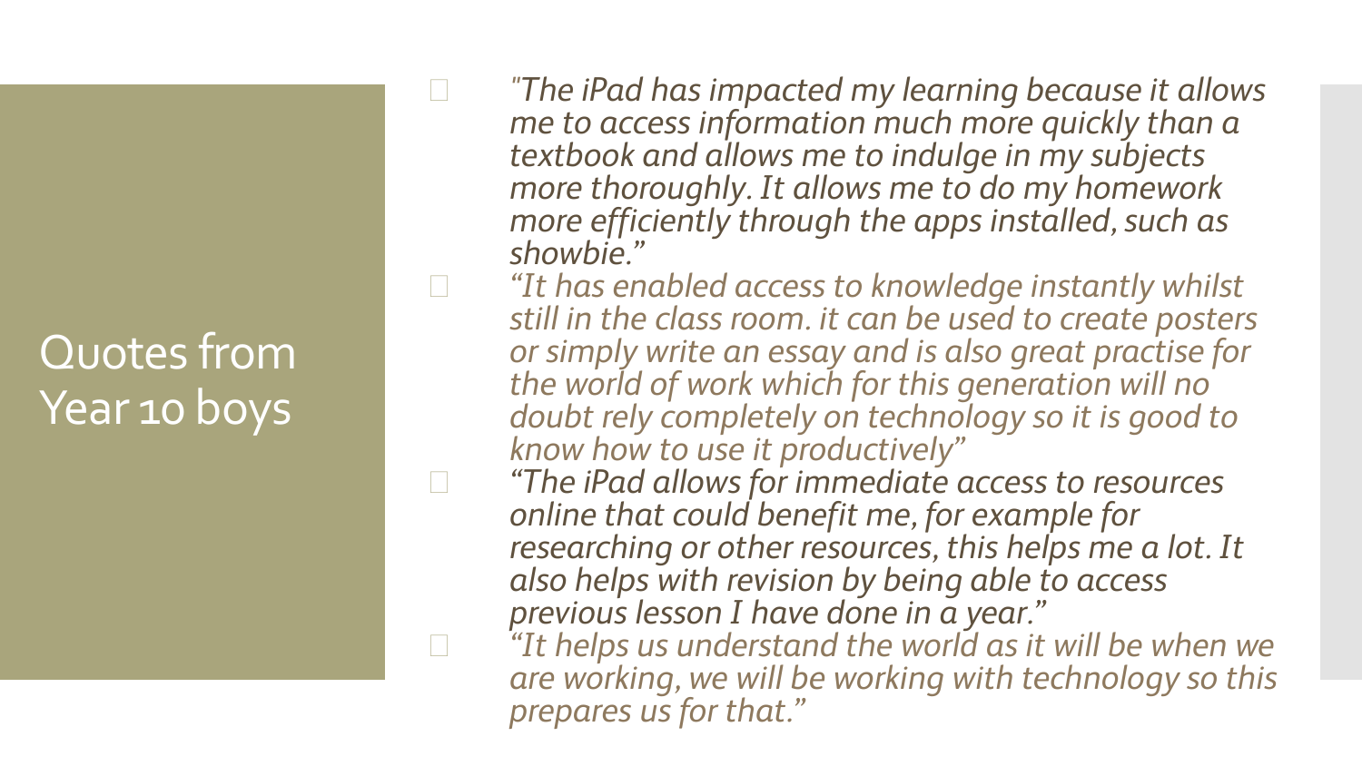# Quotes from Year 10 boys

- *"The iPad has impacted my learning because it allows me to access information much more quickly than a textbook and allows me to indulge in my subjects more thoroughly. It allows me to do my homework more efficiently through the apps installed, such as showbie."*
- *"It has enabled access to knowledge instantly whilst still in the class room. it can be used to create posters or simply write an essay and is also great practise for the world of work which for this generation will no doubt rely completely on technology so it is good to know how to use it productively"*
- *"The iPad allows for immediate access to resources online that could benefit me, for example for researching or other resources, this helps me a lot. It also helps with revision by being able to access previous lesson I have done in a year."*
- *"It helps us understand the world as it will be when we are working, we will be working with technology so this prepares us for that."*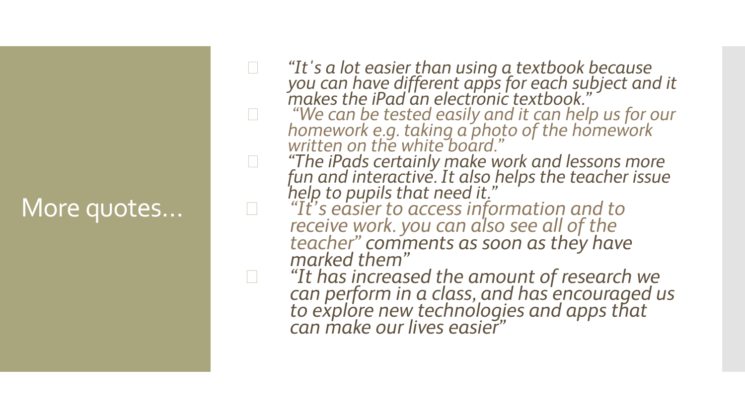# More quotes…

- *"It's a lot easier than using a textbook because you can have different apps for each subject and it makes the iPad an electronic textbook."*
- *"We can be tested easily and it can help us for our homework e.g. taking a photo of the homework written on the white board."*
- *"The iPads certainly make work and lessons more fun and interactive. It also helps the teacher issue help to pupils that need it."*
- *"It's easier to access information and to receive work. you can also see all of the teacher" comments as soon as they have marked them"*
- *"It has increased the amount of research we can perform in a class, and has encouraged us to explore new technologies and apps that can make our lives easier"*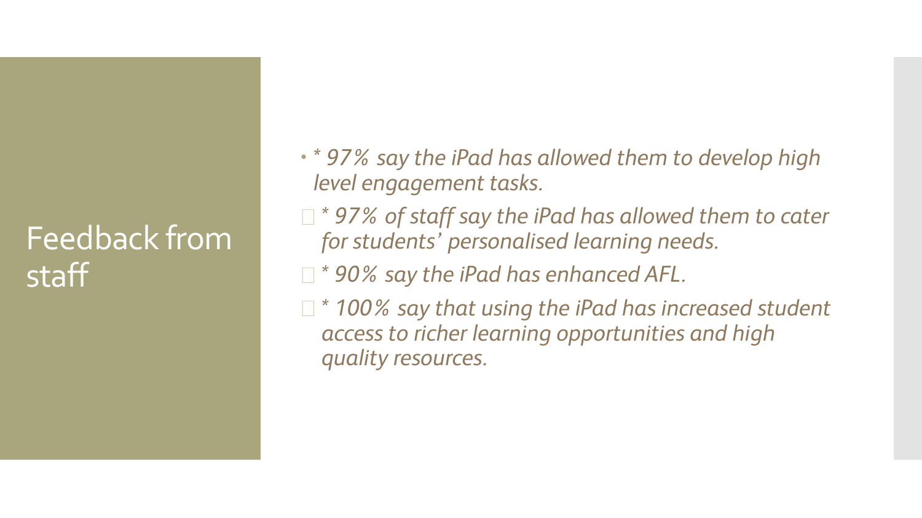# Feedback from staff

- *\* 97% say the iPad has allowed them to develop high level engagement tasks.*
- *\* 97% of staff say the iPad has allowed them to cater for students' personalised learning needs.*
- *\* 90% say the iPad has enhanced AFL.*
- *\* 100% say that using the iPad has increased student access to richer learning opportunities and high quality resources.*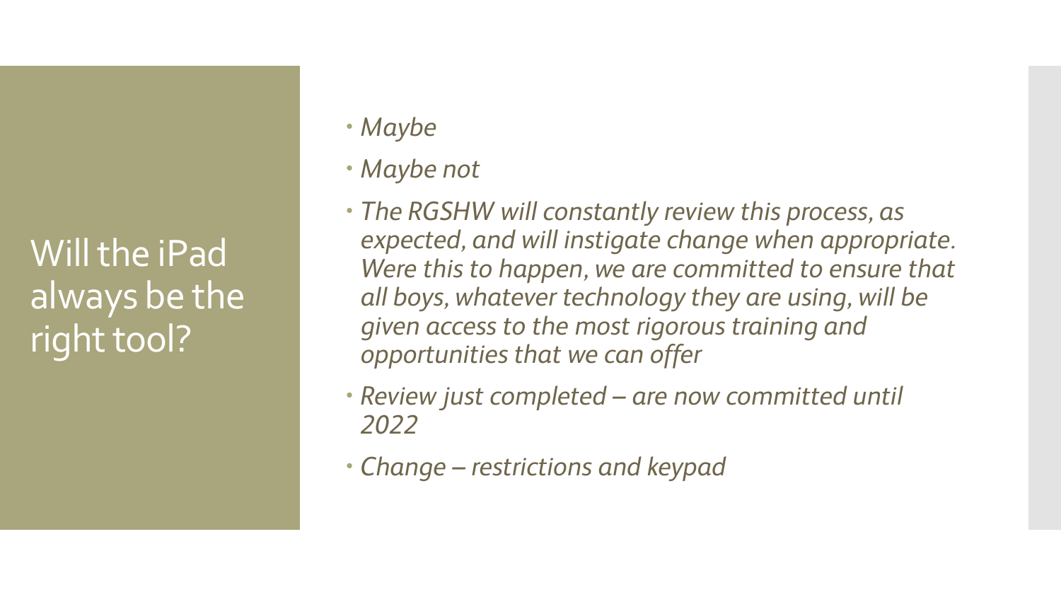# Will the iPad always be the right tool?

- *Maybe*
- *Maybe not*
- *The RGSHW will constantly review this process, as expected, and will instigate change when appropriate. Were this to happen, we are committed to ensure that all boys, whatever technology they are using, will be given access to the most rigorous training and opportunities that we can offer*
- *Review just completed – are now committed until 2022*
- *Change – restrictions and keypad*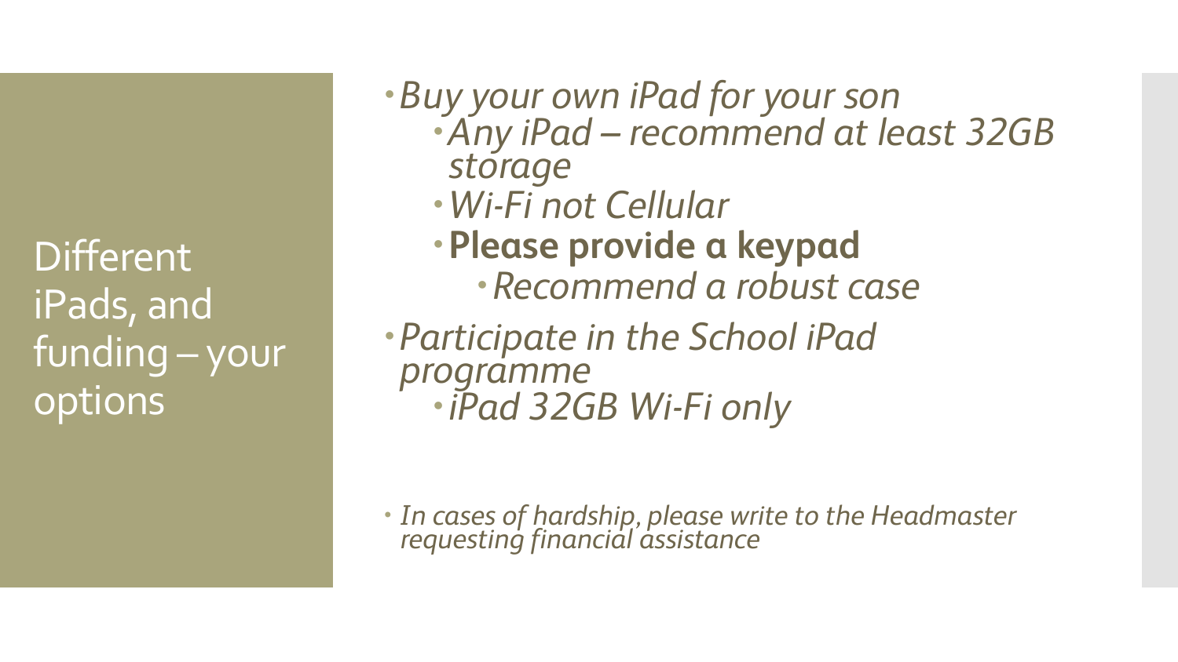# Different iPads, and funding – your options

- *Buy your own iPad for your son*
  - *Any iPad – recommend at least 32GB storage*
  - *Wi-Fi not Cellular*
  - **Please provide a keypad**
    - *Recommend a robust case*
- *Participate in the School iPad programme*
  - *iPad 32GB Wi-Fi only*

- *In cases of hardship, please write to the Headmaster requesting financial assistance*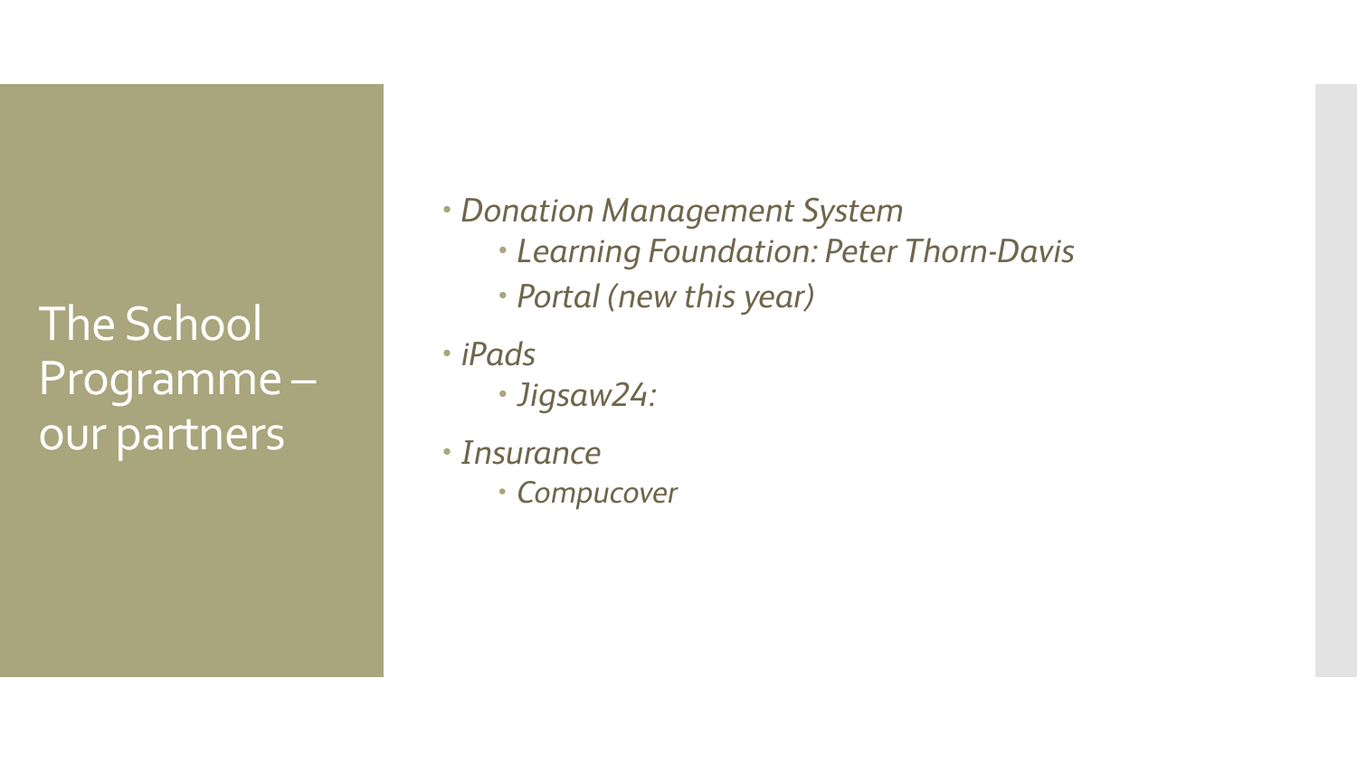# The School Programme – our partners

- *Donation Management System*
  - *Learning Foundation: Peter Thorn-Davis*
  - *Portal (new this year)*
- *iPads*
  - *Jigsaw24:*
- *Insurance*
  - *Compucover*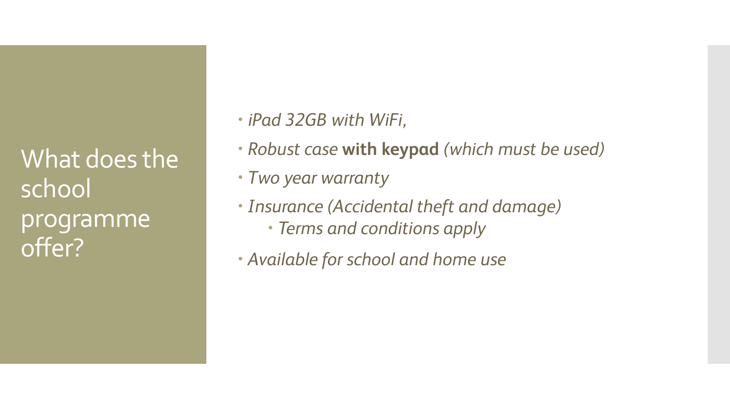# What does the school programme offer?

- *iPad 32GB with WiFi,*
- *Robust case* **with keypad** *(which must be used)*
- *Two year warranty*
- *Insurance (Accidental theft and damage)*
  - *Terms and conditions apply*
- *Available for school and home use*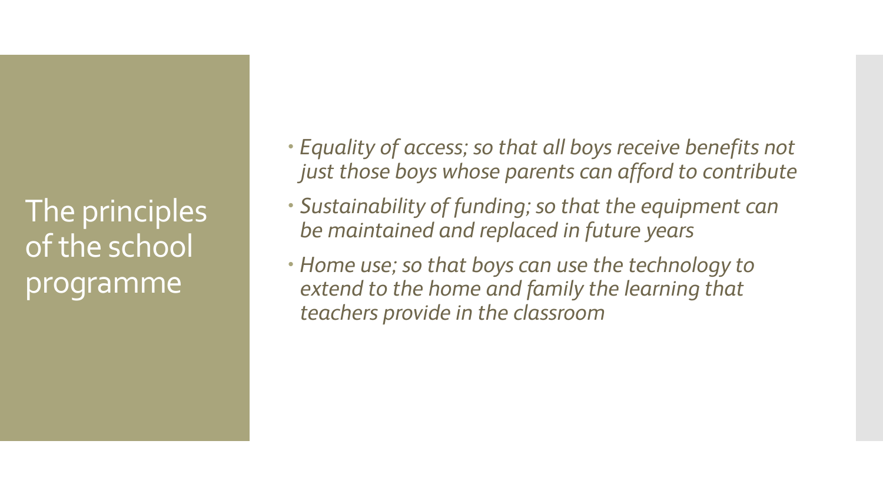# The principles of the school programme

- *Equality of access; so that all boys receive benefits not just those boys whose parents can afford to contribute*
- *Sustainability of funding; so that the equipment can be maintained and replaced in future years*
- *Home use; so that boys can use the technology to extend to the home and family the learning that teachers provide in the classroom*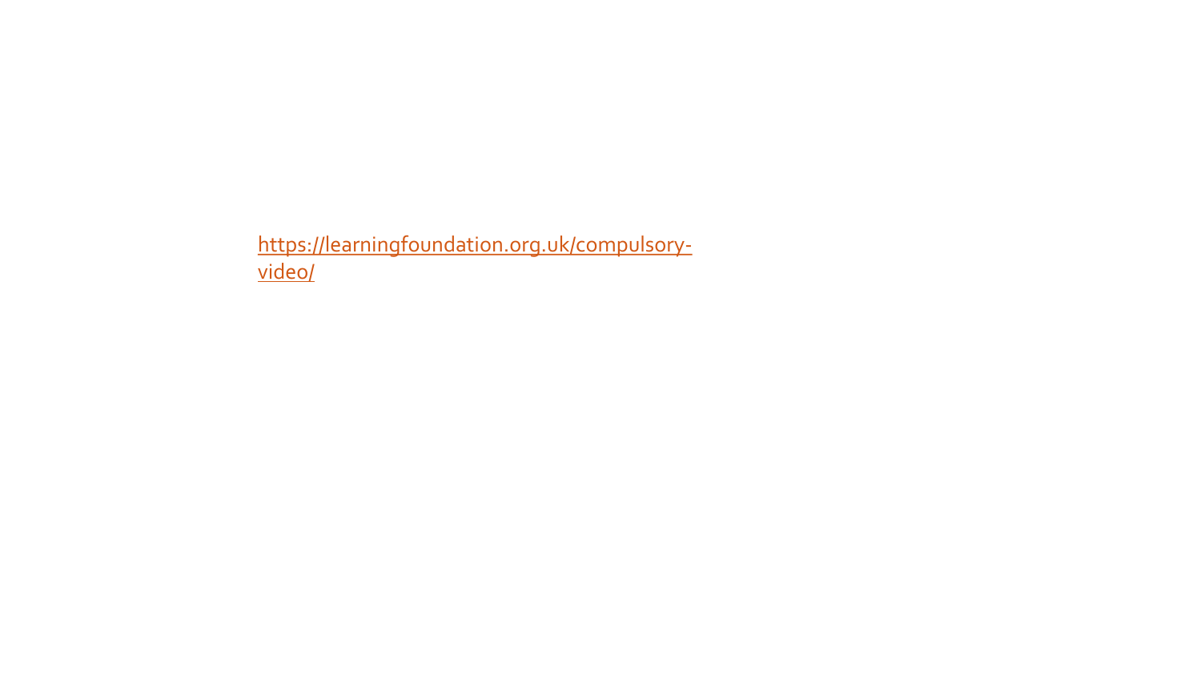https://learningfoundation.org.uk/compulsory-video/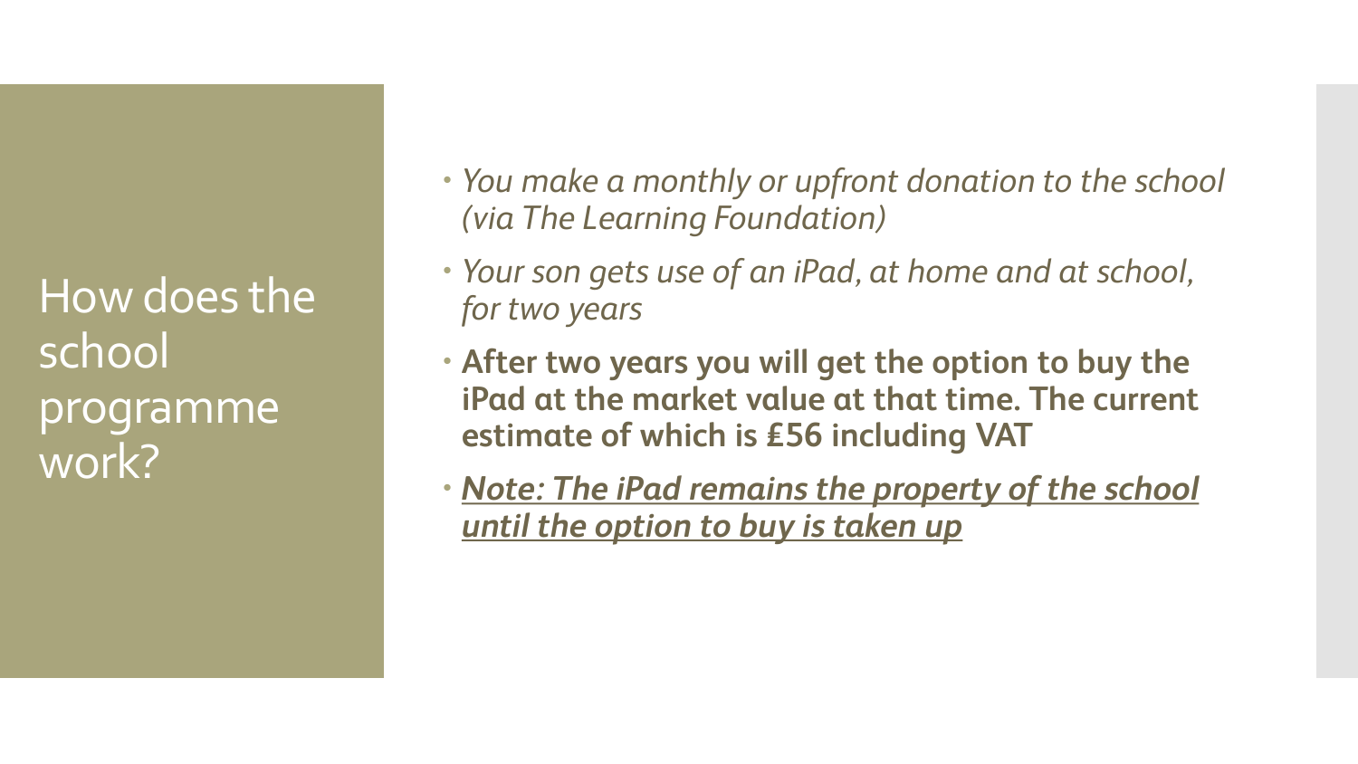# How does the school programme work?

- *You make a monthly or upfront donation to the school (via The Learning Foundation)*
- *Your son gets use of an iPad, at home and at school, for two years*
- **After two years you will get the option to buy the iPad at the market value at that time. The current estimate of which is £56 including VAT**
- ***Note: The iPad remains the property of the school until the option to buy is taken up***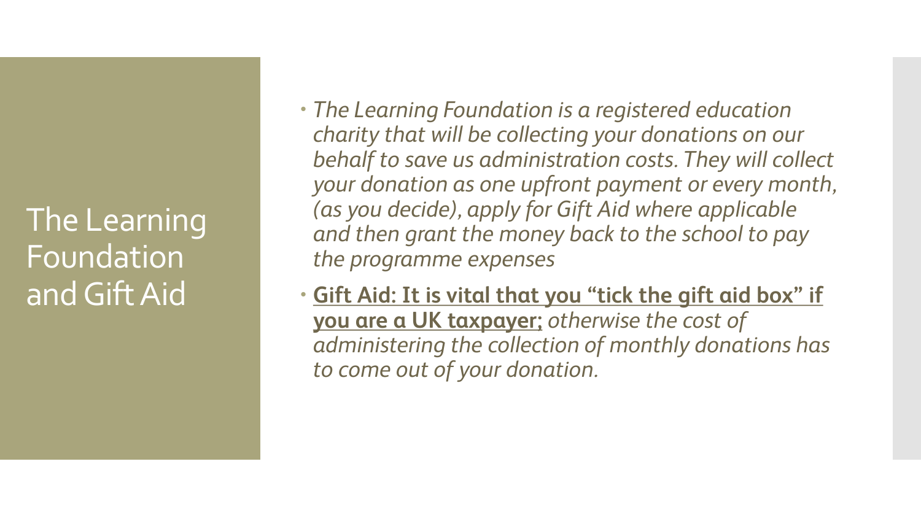# The Learning Foundation and Gift Aid

- *The Learning Foundation is a registered education charity that will be collecting your donations on our behalf to save us administration costs. They will collect your donation as one upfront payment or every month, (as you decide), apply for Gift Aid where applicable and then grant the money back to the school to pay the programme expenses*
- **Gift Aid: It is vital that you "tick the gift aid box" if you are a UK taxpayer;** *otherwise the cost of administering the collection of monthly donations has to come out of your donation.*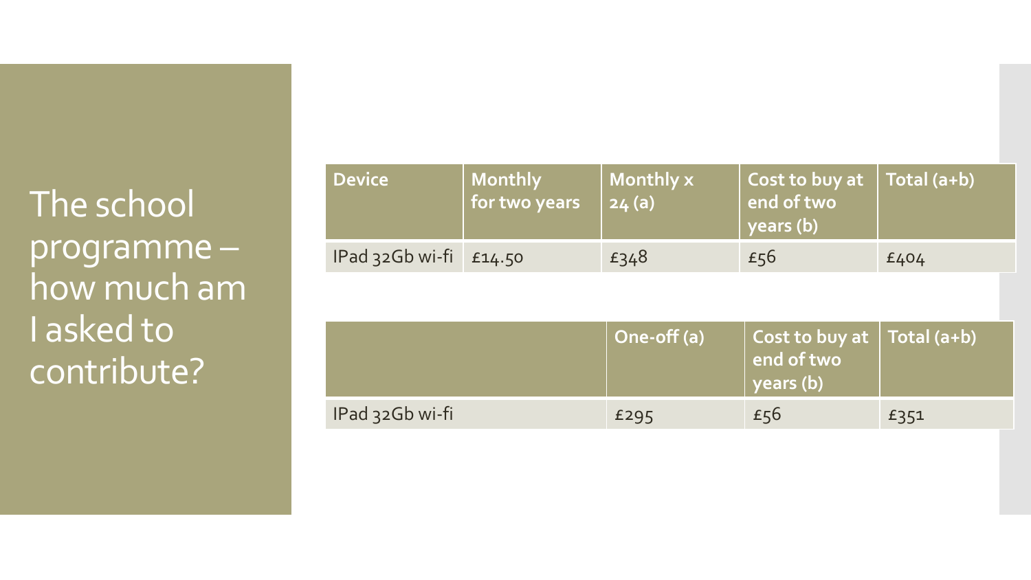# The school programme – how much am I asked to contribute?

| Device | Monthly for two years | Monthly x 24 (a) | Cost to buy at end of two years (b) | Total (a+b) |
|---|---|---|---|---|
| IPad 32Gb wi-fi | £14.50 | £348 | £56 | £404 |

| | One-off (a) | Cost to buy at end of two years (b) | Total (a+b) |
|---|---|---|---|
| IPad 32Gb wi-fi | £295 | £56 | £351 |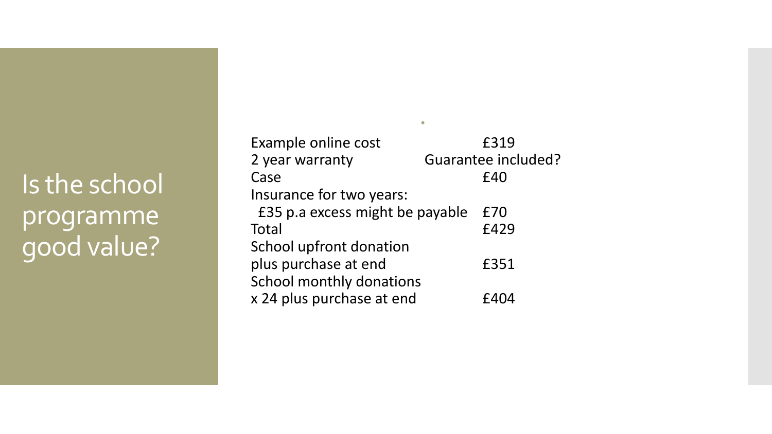# Is the school programme good value?

| | |
|---|---|
| Example online cost | £319 |
| 2 year warranty | Guarantee included? |
| Case | £40 |
| Insurance for two years: | |
| £35 p.a excess might be payable | £70 |
| Total | £429 |
| School upfront donation plus purchase at end | £351 |
| School monthly donations x 24 plus purchase at end | £404 |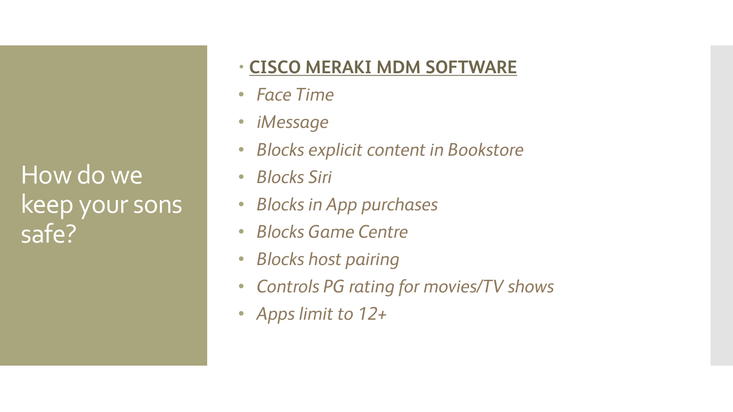# How do we keep your sons safe?

- **CISCO MERAKI MDM SOFTWARE**
- *Face Time*
- *iMessage*
- *Blocks explicit content in Bookstore*
- *Blocks Siri*
- *Blocks in App purchases*
- *Blocks Game Centre*
- *Blocks host pairing*
- *Controls PG rating for movies/TV shows*
- *Apps limit to 12+*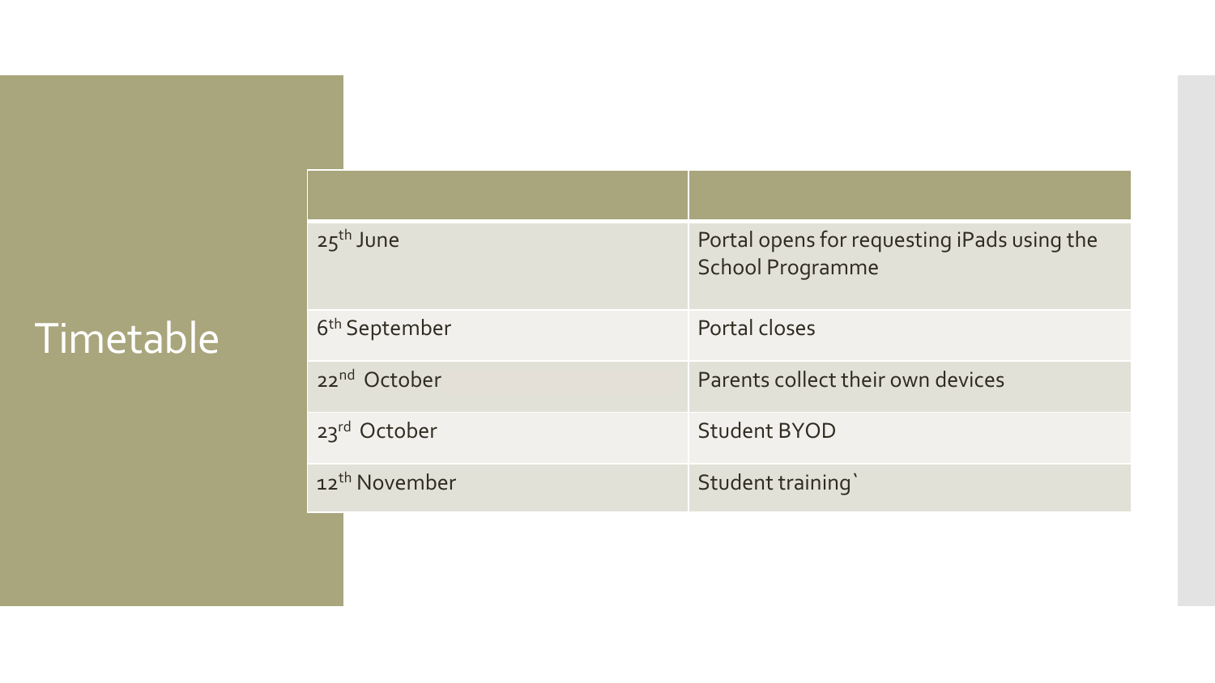# Timetable

| | |
|---|---|
| 25th June | Portal opens for requesting iPads using the School Programme |
| 6th September | Portal closes |
| 22nd October | Parents collect their own devices |
| 23rd October | Student BYOD |
| 12th November | Student training` |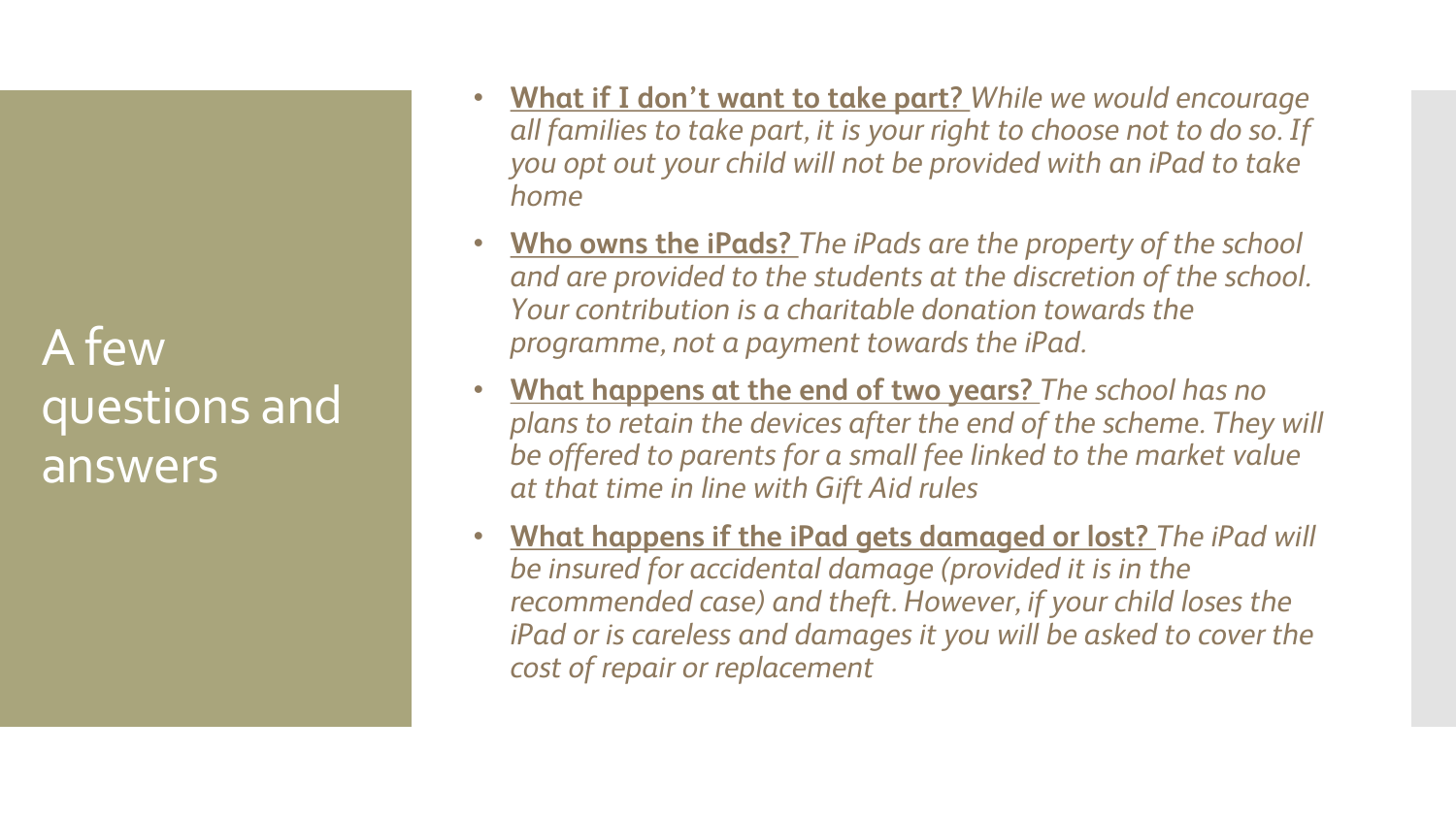# A few questions and answers

- **What if I don't want to take part?** *While we would encourage all families to take part, it is your right to choose not to do so. If you opt out your child will not be provided with an iPad to take home*
- **Who owns the iPads?** *The iPads are the property of the school and are provided to the students at the discretion of the school. Your contribution is a charitable donation towards the programme, not a payment towards the iPad.*
- **What happens at the end of two years?** *The school has no plans to retain the devices after the end of the scheme. They will be offered to parents for a small fee linked to the market value at that time in line with Gift Aid rules*
- **What happens if the iPad gets damaged or lost?** *The iPad will be insured for accidental damage (provided it is in the recommended case) and theft. However, if your child loses the iPad or is careless and damages it you will be asked to cover the cost of repair or replacement*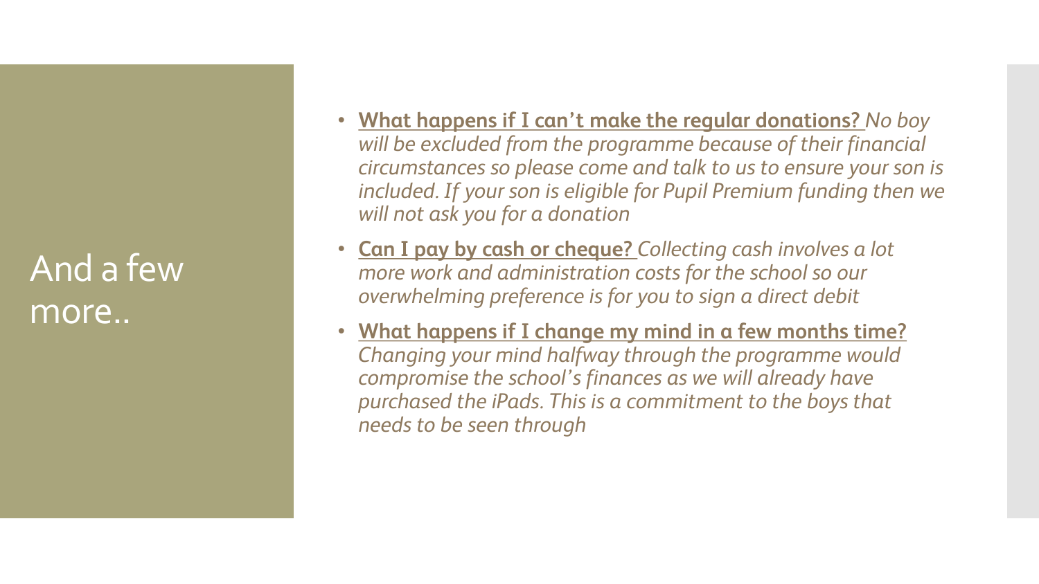# And a few more..

- **What happens if I can't make the regular donations?** *No boy will be excluded from the programme because of their financial circumstances so please come and talk to us to ensure your son is included. If your son is eligible for Pupil Premium funding then we will not ask you for a donation*
- **Can I pay by cash or cheque?** *Collecting cash involves a lot more work and administration costs for the school so our overwhelming preference is for you to sign a direct debit*
- **What happens if I change my mind in a few months time?** *Changing your mind halfway through the programme would compromise the school's finances as we will already have purchased the iPads. This is a commitment to the boys that needs to be seen through*